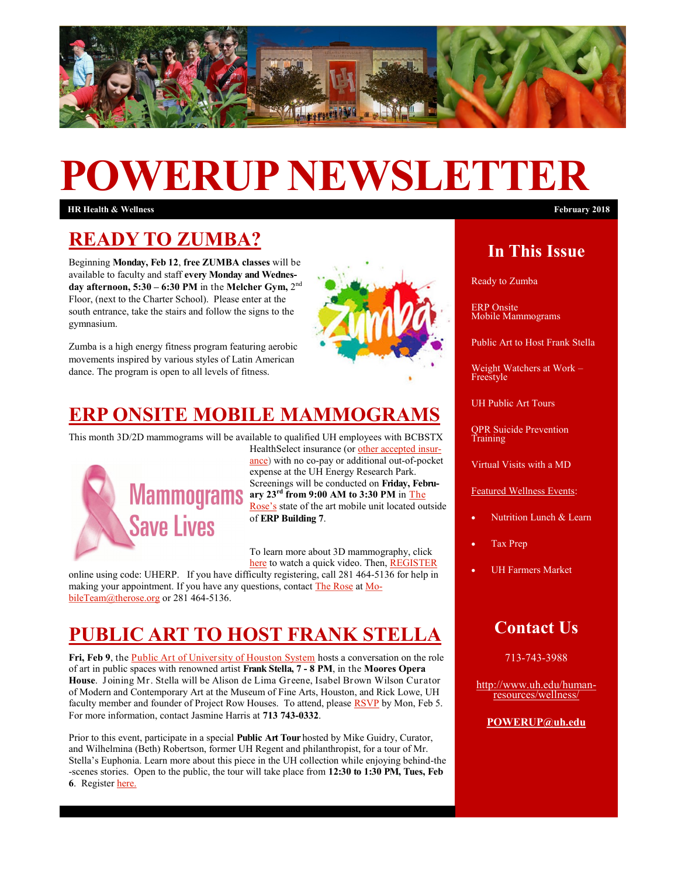# POWERUP NEWSLETTER

**HR Health & Wellness** | **February 2018**

## READY TO ZUMBA?

Beginning **Monday, Feb 12**, **free ZUMBA classes** will be available to faculty and staff **every Monday and Wednesday afternoon, 5:30 – 6:30 PM** in the **Melcher Gym,** 2nd Floor, (next to the Charter School). Please enter at the south entrance, take the stairs and follow the signs to the gymnasium.

Zumba is a high energy fitness program featuring aerobic movements inspired by various styles of Latin American dance. The program is open to all levels of fitness.

## ERP ONSITE MOBILE MAMMOGRAMS

This month 3D/2D mammograms will be available to qualified UH employees with BCBSTX HealthSelect insurance (or other accepted insurance) with no co-pay or additional out-of-pocket expense at the UH Energy Research Park. Screenings will be conducted on **Friday, February 23rd from 9:00 AM to 3:30 PM** in The Rose's state of the art mobile unit located outside of **ERP Building 7**.

To learn more about 3D mammography, click here to watch a quick video. Then, REGISTER online using code: UHERP. If you have difficulty registering, call 281 464-5136 for help in making your appointment. If you have any questions, contact The Rose at MobileTeam@therose.org or 281 464-5136.

## PUBLIC ART TO HOST FRANK STELLA

**Fri, Feb 9**, the Public Art of University of Houston System hosts a conversation on the role of art in public spaces with renowned artist **Frank Stella, 7 - 8 PM**, in the **Moores Opera House**. Joining Mr. Stella will be Alison de Lima Greene, Isabel Brown Wilson Curator of Modern and Contemporary Art at the Museum of Fine Arts, Houston, and Rick Lowe, UH faculty member and founder of Project Row Houses. To attend, please RSVP by Mon, Feb 5. For more information, contact Jasmine Harris at **713 743-0332**.

Prior to this event, participate in a special **Public Art Tour** hosted by Mike Guidry, Curator, and Wilhelmina (Beth) Robertson, former UH Regent and philanthropist, for a tour of Mr. Stella's Euphonia. Learn more about this piece in the UH collection while enjoying behind-the-scenes stories. Open to the public, the tour will take place from **12:30 to 1:30 PM, Tues, Feb 6**. Register here.

## In This Issue

Ready to Zumba

ERP Onsite Mobile Mammograms

Public Art to Host Frank Stella

Weight Watchers at Work – Freestyle

UH Public Art Tours

QPR Suicide Prevention Training

Virtual Visits with a MD

Featured Wellness Events:

- Nutrition Lunch & Learn
- Tax Prep
- UH Farmers Market

## Contact Us

713-743-3988

http://www.uh.edu/human-resources/wellness/

**POWERUP@uh.edu**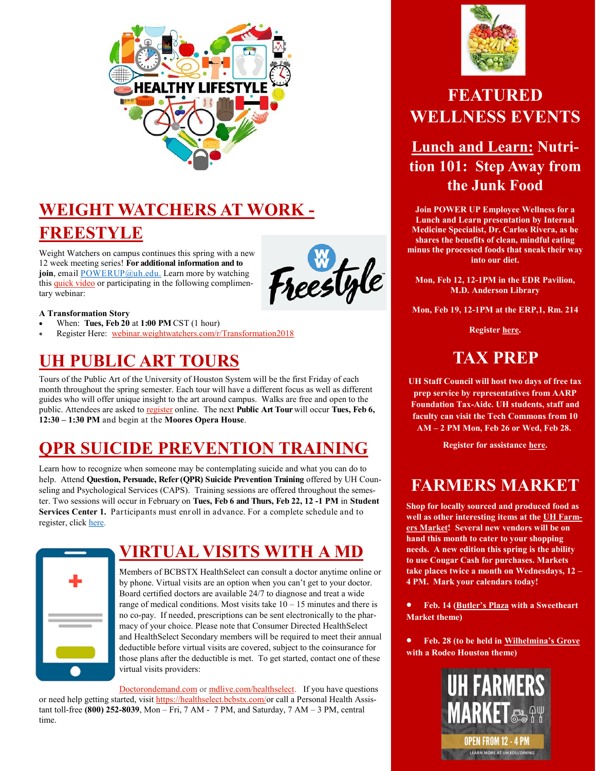## WEIGHT WATCHERS AT WORK - FREESTYLE

Weight Watchers on campus continues this spring with a new 12 week meeting series! **For additional information and to join**, email POWERUP@uh.edu. Learn more by watching this quick video or participating in the following complimentary webinar:

**A Transformation Story**

- When: **Tues, Feb 20** at **1:00 PM** CST (1 hour)
- Register Here: webinar.weightwatchers.com/r/Transformation2018

## UH PUBLIC ART TOURS

Tours of the Public Art of the University of Houston System will be the first Friday of each month throughout the spring semester. Each tour will have a different focus as well as different guides who will offer unique insight to the art around campus. Walks are free and open to the public. Attendees are asked to register online. The next **Public Art Tour** will occur **Tues, Feb 6, 12:30 – 1:30 PM** and begin at the **Moores Opera House**.

## QPR SUICIDE PREVENTION TRAINING

Learn how to recognize when someone may be contemplating suicide and what you can do to help. Attend **Question, Persuade, Refer (QPR) Suicide Prevention Training** offered by UH Counseling and Psychological Services (CAPS). Training sessions are offered throughout the semester. Two sessions will occur in February on **Tues, Feb 6 and Thurs, Feb 22, 12 -1 PM** in **Student Services Center 1.** Participants must enroll in advance. For a complete schedule and to register, click here.

## VIRTUAL VISITS WITH A MD

Members of BCBSTX HealthSelect can consult a doctor anytime online or by phone. Virtual visits are an option when you can't get to your doctor. Board certified doctors are available 24/7 to diagnose and treat a wide range of medical conditions. Most visits take 10 – 15 minutes and there is no co-pay. If needed, prescriptions can be sent electronically to the pharmacy of your choice. Please note that Consumer Directed HealthSelect and HealthSelect Secondary members will be required to meet their annual deductible before virtual visits are covered, subject to the coinsurance for those plans after the deductible is met. To get started, contact one of these virtual visits providers:

Doctorondemand.com or mdlive.com/healthselect. If you have questions or need help getting started, visit https://healthselect.bcbstx.com/or call a Personal Health Assistant toll-free **(800) 252-8039**, Mon – Fri, 7 AM - 7 PM, and Saturday, 7 AM – 3 PM, central time.

# FEATURED WELLNESS EVENTS

## Lunch and Learn: Nutrition 101: Step Away from the Junk Food

**Join POWER UP Employee Wellness for a Lunch and Learn presentation by Internal Medicine Specialist, Dr. Carlos Rivera, as he shares the benefits of clean, mindful eating minus the processed foods that sneak their way into our diet.**

**Mon, Feb 12, 12-1PM in the EDR Pavilion, M.D. Anderson Library**

**Mon, Feb 19, 12-1PM at the ERP,1, Rm. 214**

**Register here.**

## TAX PREP

**UH Staff Council will host two days of free tax prep service by representatives from AARP Foundation Tax-Aide. UH students, staff and faculty can visit the Tech Commons from 10 AM – 2 PM Mon, Feb 26 or Wed, Feb 28.**

**Register for assistance here.**

## FARMERS MARKET

**Shop for locally sourced and produced food as well as other interesting items at the UH Farmers Market! Several new vendors will be on hand this month to cater to your shopping needs. A new edition this spring is the ability to use Cougar Cash for purchases. Markets take places twice a month on Wednesdays, 12 – 4 PM. Mark your calendars today!**

- **Feb. 14 (Butler's Plaza with a Sweetheart Market theme)**
- **Feb. 28 (to be held in Wilhelmina's Grove with a Rodeo Houston theme)**

UH FARMERS MARKET
OPEN FROM 12 - 4 PM
LEARN MORE AT UH.EDU/DINING